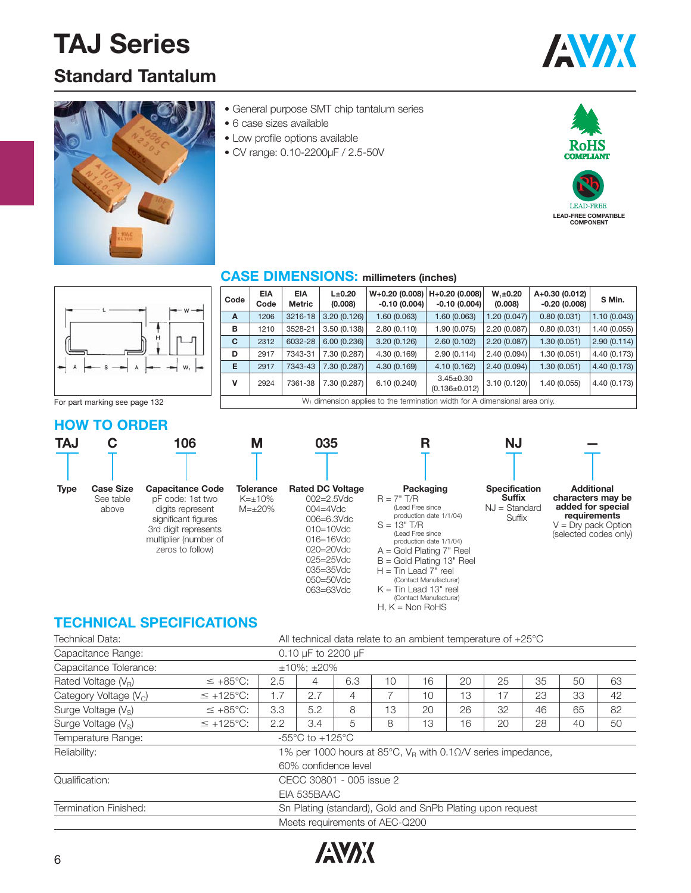# TAJ Series

## Standard Tantalum

- General purpose SMT chip tantalum series
- 6 case sizes available
- Low profile options available
- CV range: 0.10-2200µF / 2.5-50V

RoHS COMPLIANT

LEAD-FREE
LEAD-FREE COMPATIBLE COMPONENT

## CASE DIMENSIONS: millimeters (inches)

| Code | EIA Code | EIA Metric | L±0.20 (0.008) | W+0.20 (0.008) -0.10 (0.004) | H+0.20 (0.008) -0.10 (0.004) | $W_1$±0.20 (0.008) | A+0.30 (0.012) -0.20 (0.008) | S Min. |
|---|---|---|---|---|---|---|---|---|
| A | 1206 | 3216-18 | 3.20 (0.126) | 1.60 (0.063) | 1.60 (0.063) | 1.20 (0.047) | 0.80 (0.031) | 1.10 (0.043) |
| B | 1210 | 3528-21 | 3.50 (0.138) | 2.80 (0.110) | 1.90 (0.075) | 2.20 (0.087) | 0.80 (0.031) | 1.40 (0.055) |
| C | 2312 | 6032-28 | 6.00 (0.236) | 3.20 (0.126) | 2.60 (0.102) | 2.20 (0.087) | 1.30 (0.051) | 2.90 (0.114) |
| D | 2917 | 7343-31 | 7.30 (0.287) | 4.30 (0.169) | 2.90 (0.114) | 2.40 (0.094) | 1.30 (0.051) | 4.40 (0.173) |
| E | 2917 | 7343-43 | 7.30 (0.287) | 4.30 (0.169) | 4.10 (0.162) | 2.40 (0.094) | 1.30 (0.051) | 4.40 (0.173) |
| V | 2924 | 7361-38 | 7.30 (0.287) | 6.10 (0.240) | 3.45±0.30 (0.136±0.012) | 3.10 (0.120) | 1.40 (0.055) | 4.40 (0.173) |

$W_1$ dimension applies to the termination width for A dimensional area only.

For part marking see page 132

## HOW TO ORDER

**TAJ** **C** **106** **M** **035** **R** **NJ** **—**

- **Type**: TAJ
- **Case Size**: See table above
- **Capacitance Code**: pF code: 1st two digits represent significant figures 3rd digit represents multiplier (number of zeros to follow)
- **Tolerance**: K=±10%, M=±20%
- **Rated DC Voltage**: 002=2.5Vdc, 004=4Vdc, 006=6.3Vdc, 010=10Vdc, 016=16Vdc, 020=20Vdc, 025=25Vdc, 035=35Vdc, 050=50Vdc, 063=63Vdc
- **Packaging**:
  - R = 7" T/R (Lead Free since production date 1/1/04)
  - S = 13" T/R (Lead Free since production date 1/1/04)
  - A = Gold Plating 7" Reel
  - B = Gold Plating 13" Reel
  - H = Tin Lead 7" reel (Contact Manufacturer)
  - K = Tin Lead 13" reel (Contact Manufacturer)
  - H, K = Non RoHS
- **Specification Suffix**: NJ = Standard Suffix
- **Additional characters may be added for special requirements**: V = Dry pack Option (selected codes only)

## TECHNICAL SPECIFICATIONS

| Technical Data: | | All technical data relate to an ambient temperature of +25°C | | | | | | | | | |
|---|---|---|---|---|---|---|---|---|---|---|---|
| Capacitance Range: | | 0.10 µF to 2200 µF | | | | | | | | | |
| Capacitance Tolerance: | | ±10%; ±20% | | | | | | | | | |
| Rated Voltage ($V_R$) | ≤ +85°C: | 2.5 | 4 | 6.3 | 10 | 16 | 20 | 25 | 35 | 50 | 63 |
| Category Voltage ($V_C$) | ≤ +125°C: | 1.7 | 2.7 | 4 | 7 | 10 | 13 | 17 | 23 | 33 | 42 |
| Surge Voltage ($V_S$) | ≤ +85°C: | 3.3 | 5.2 | 8 | 13 | 20 | 26 | 32 | 46 | 65 | 82 |
| Surge Voltage ($V_S$) | ≤ +125°C: | 2.2 | 3.4 | 5 | 8 | 13 | 16 | 20 | 28 | 40 | 50 |
| Temperature Range: | | -55°C to +125°C | | | | | | | | | |
| Reliability: | | 1% per 1000 hours at 85°C, $V_R$ with 0.1Ω/V series impedance, 60% confidence level | | | | | | | | | |
| Qualification: | | CECC 30801 - 005 issue 2, EIA 535BAAC | | | | | | | | | |
| Termination Finished: | | Sn Plating (standard), Gold and SnPb Plating upon request. Meets requirements of AEC-Q200 | | | | | | | | | |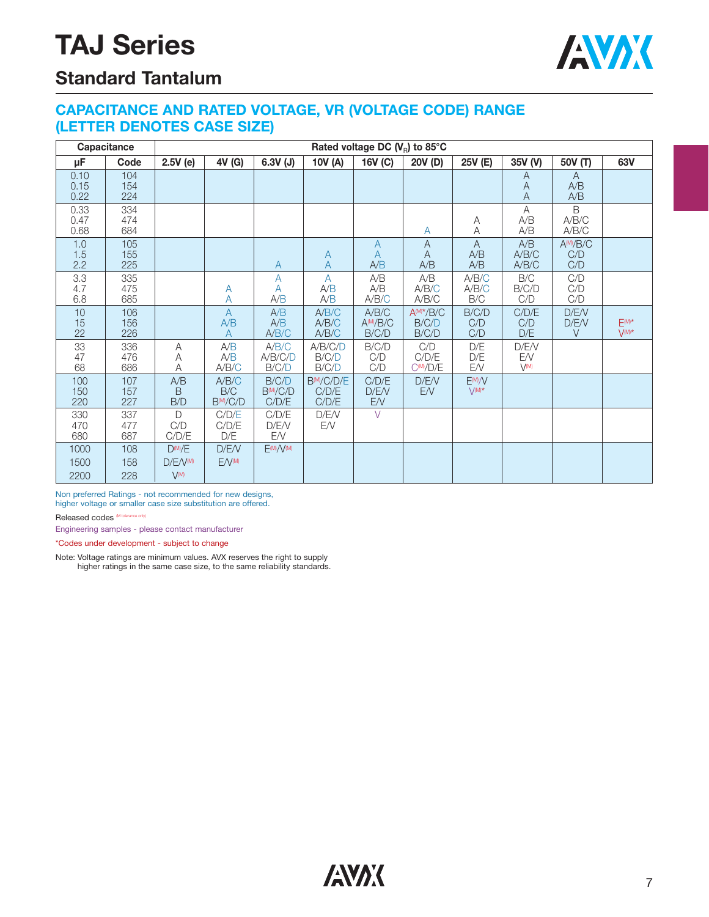# TAJ Series

## Standard Tantalum

### CAPACITANCE AND RATED VOLTAGE, VR (VOLTAGE CODE) RANGE (LETTER DENOTES CASE SIZE)

| Capacitance | | Rated voltage DC ($V_R$) to 85°C | | | | | | | | | |
|---|---|---|---|---|---|---|---|---|---|---|---|
| μF | Code | 2.5V (e) | 4V (G) | 6.3V (J) | 10V (A) | 16V (C) | 20V (D) | 25V (E) | 35V (V) | 50V (T) | 63V |
| 0.10 | 104 | | | | | | | | A | A | |
| 0.15 | 154 | | | | | | | | A | A/B | |
| 0.22 | 224 | | | | | | | | A | A/B | |
| 0.33 | 334 | | | | | | | | A | B | |
| 0.47 | 474 | | | | | | | A | A/B | A/B/C | |
| 0.68 | 684 | | | | | | A | A | A/B | A/B/C | |
| 1.0 | 105 | | | | | A | A | A | A/B | A(M)/B/C | |
| 1.5 | 155 | | | | A | A | A | A/B | A/B/C | C/D | |
| 2.2 | 225 | | | A | A | A/B | A/B | A/B | A/B/C | C/D | |
| 3.3 | 335 | | | A | A | A/B | A/B | A/B/C | B/C | C/D | |
| 4.7 | 475 | | A | A | A/B | A/B | A/B/C | A/B/C | B/C/D | C/D | |
| 6.8 | 685 | | A | A/B | A/B | A/B/C | A/B/C | B/C | C/D | C/D | |
| 10 | 106 | | A | A/B | A/B/C | A/B/C | A(M)*/B/C | B/C/D | C/D/E | D/E/V | E(M)* |
| 15 | 156 | | A/B | A/B | A/B/C | A(M)/B/C | B/C/D | C/D | C/D | D/E/V | V(M)* |
| 22 | 226 | | A | A/B/C | A/B/C | B/C/D | B/C/D | C/D | D/E | V | |
| 33 | 336 | A | A/B | A/B/C | A/B/C/D | B/C/D | C/D | D/E | D/E/V | | |
| 47 | 476 | A | A/B | A/B/C/D | B/C/D | C/D | C/D/E | D/E | E/V | | |
| 68 | 686 | A | A/B/C | B/C/D | B/C/D | C/D | C(M)/D/E | E/V | V(M) | | |
| 100 | 107 | A/B | A/B/C | B/C/D | B(M)/C/D/E | C/D/E | D/E/V | E(M)/V | | | |
| 150 | 157 | B | B/C | B(M)/C/D | C/D/E | D/E/V | E/V | V(M)* | | | |
| 220 | 227 | B/D | B(M)/C/D | C/D/E | C/D/E | E/V | | | | | |
| 330 | 337 | D | C/D/E | C/D/E | D/E/V | V | | | | | |
| 470 | 477 | C/D | C/D/E | D/E/V | E/V | | | | | | |
| 680 | 687 | C/D/E | D/E | E/V | | | | | | | |
| 1000 | 108 | D(M)/E | D/E/V | E(M)/V(M) | | | | | | | |
| 1500 | 158 | D/E/V(M) | E/V(M) | | | | | | | | |
| 2200 | 228 | V(M) | | | | | | | | | |

Non preferred Ratings - not recommended for new designs, higher voltage or smaller case size substitution are offered.

Released codes (M tolerance only)

Engineering samples - please contact manufacturer

*Codes under development - subject to change

Note: Voltage ratings are minimum values. AVX reserves the right to supply higher ratings in the same case size, to the same reliability standards.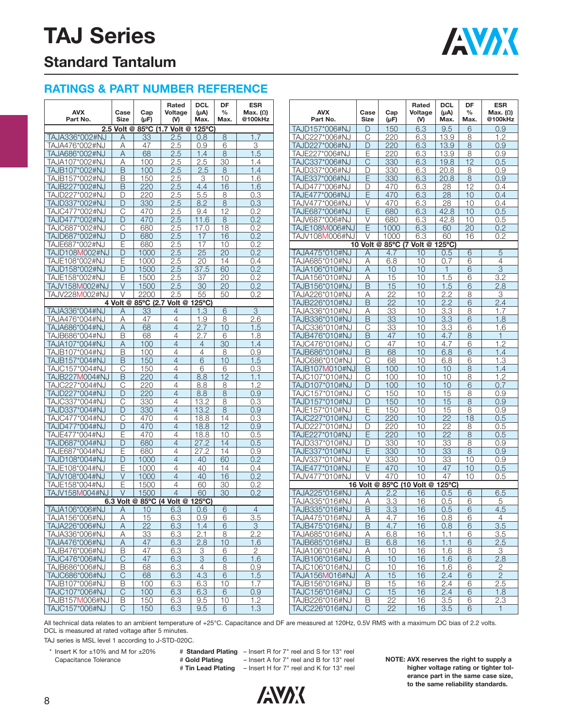# TAJ Series

## Standard Tantalum

### RATINGS & PART NUMBER REFERENCE

| AVX Part No. | Case Size | Cap (μF) | Rated Voltage (V) | DCL (μA) Max. | DF % Max. | ESR Max. (Ω) @100kHz |
|---|---|---|---|---|---|---|
| **2.5 Volt @ 85°C (1.7 Volt @ 125°C)** | | | | | | |
| TAJA336*002#NJ | A | 33 | 2.5 | 0.8 | 8 | 1.7 |
| TAJA476*002#NJ | A | 47 | 2.5 | 0.9 | 6 | 3 |
| TAJA686*002#NJ | A | 68 | 2.5 | 1.4 | 8 | 1.5 |
| TAJA107*002#NJ | A | 100 | 2.5 | 2.5 | 30 | 1.4 |
| TAJB107*002#NJ | B | 100 | 2.5 | 2.5 | 8 | 1.4 |
| TAJB157*002#NJ | B | 150 | 2.5 | 3 | 10 | 1.6 |
| TAJB227*002#NJ | B | 220 | 2.5 | 4.4 | 16 | 1.6 |
| TAJD227*002#NJ | D | 220 | 2.5 | 5.5 | 8 | 0.3 |
| TAJD337*002#NJ | D | 330 | 2.5 | 8.2 | 8 | 0.3 |
| TAJC477*002#NJ | C | 470 | 2.5 | 9.4 | 12 | 0.2 |
| TAJD477*002#NJ | D | 470 | 2.5 | 11.6 | 8 | 0.2 |
| TAJC687*002#NJ | C | 680 | 2.5 | 17.0 | 18 | 0.2 |
| TAJD687*002#NJ | D | 680 | 2.5 | 17 | 16 | 0.2 |
| TAJE687*002#NJ | E | 680 | 2.5 | 17 | 10 | 0.2 |
| TAJD108M002#NJ | D | 1000 | 2.5 | 25 | 20 | 0.2 |
| TAJE108*002#NJ | E | 1000 | 2.5 | 20 | 14 | 0.4 |
| TAJD158*002#NJ | D | 1500 | 2.5 | 37.5 | 60 | 0.2 |
| TAJE158*002#NJ | E | 1500 | 2.5 | 37 | 20 | 0.2 |
| TAJV158M002#NJ | V | 1500 | 2.5 | 30 | 20 | 0.2 |
| TAJV228M002#NJ | V | 2200 | 2.5 | 55 | 50 | 0.2 |
| **4 Volt @ 85°C (2.7 Volt @ 125°C)** | | | | | | |
| TAJA336*004#NJ | A | 33 | 4 | 1.3 | 6 | 3 |
| TAJA476*004#NJ | A | 47 | 4 | 1.9 | 8 | 2.6 |
| TAJA686*004#NJ | A | 68 | 4 | 2.7 | 10 | 1.5 |
| TAJB686*004#NJ | B | 68 | 4 | 2.7 | 6 | 1.8 |
| TAJA107*004#NJ | A | 100 | 4 | 4 | 30 | 1.4 |
| TAJB107*004#NJ | B | 100 | 4 | 4 | 8 | 0.9 |
| TAJB157*004#NJ | B | 150 | 4 | 6 | 10 | 1.5 |
| TAJC157*004#NJ | C | 150 | 4 | 6 | 6 | 0.3 |
| TAJB227M004#NJ | B | 220 | 4 | 8.8 | 12 | 1.1 |
| TAJC227*004#NJ | C | 220 | 4 | 8.8 | 8 | 1.2 |
| TAJD227*004#NJ | D | 220 | 4 | 8.8 | 8 | 0.9 |
| TAJC337*004#NJ | C | 330 | 4 | 13.2 | 8 | 0.3 |
| TAJD337*004#NJ | D | 330 | 4 | 13.2 | 8 | 0.9 |
| TAJC477*004#NJ | C | 470 | 4 | 18.8 | 14 | 0.3 |
| TAJD477*004#NJ | D | 470 | 4 | 18.8 | 12 | 0.9 |
| TAJE477*004#NJ | E | 470 | 4 | 18.8 | 10 | 0.5 |
| TAJD687*004#NJ | D | 680 | 4 | 27.2 | 14 | 0.5 |
| TAJE687*004#NJ | E | 680 | 4 | 27.2 | 14 | 0.9 |
| TAJD108*004#NJ | D | 1000 | 4 | 40 | 60 | 0.2 |
| TAJE108*004#NJ | E | 1000 | 4 | 40 | 14 | 0.4 |
| TAJV108*004#NJ | V | 1000 | 4 | 40 | 16 | 0.2 |
| TAJE158*004#NJ | E | 1500 | 4 | 60 | 30 | 0.2 |
| TAJV158M004#NJ | V | 1500 | 4 | 60 | 30 | 0.2 |
| **6.3 Volt @ 85°C (4 Volt @ 125°C)** | | | | | | |
| TAJA106*006#NJ | A | 10 | 6.3 | 0.6 | 6 | 4 |
| TAJA156*006#NJ | A | 15 | 6.3 | 0.9 | 6 | 3.5 |
| TAJA226*006#NJ | A | 22 | 6.3 | 1.4 | 6 | 3 |
| TAJA336*006#NJ | A | 33 | 6.3 | 2.1 | 8 | 2.2 |
| TAJA476*006#NJ | A | 47 | 6.3 | 2.8 | 10 | 1.6 |
| TAJB476*006#NJ | B | 47 | 6.3 | 3 | 6 | 2 |
| TAJC476*006#NJ | C | 47 | 6.3 | 3 | 6 | 1.6 |
| TAJB686*006#NJ | B | 68 | 6.3 | 4 | 8 | 0.9 |
| TAJC686*006#NJ | C | 68 | 6.3 | 4.3 | 6 | 1.5 |
| TAJB107*006#NJ | B | 100 | 6.3 | 6.3 | 10 | 1.7 |
| TAJC107*006#NJ | C | 100 | 6.3 | 6.3 | 6 | 0.9 |
| TAJB157M006#NJ | B | 150 | 6.3 | 9.5 | 10 | 1.2 |
| TAJC157*006#NJ | C | 150 | 6.3 | 9.5 | 6 | 1.3 |
| TAJD157*006#NJ | D | 150 | 6.3 | 9.5 | 6 | 0.9 |
| TAJC227*006#NJ | C | 220 | 6.3 | 13.9 | 8 | 1.2 |
| TAJD227*006#NJ | D | 220 | 6.3 | 13.9 | 8 | 0.9 |
| TAJE227*006#NJ | E | 220 | 6.3 | 13.9 | 8 | 0.9 |
| TAJC337*006#NJ | C | 330 | 6.3 | 19.8 | 12 | 0.5 |
| TAJD337*006#NJ | D | 330 | 6.3 | 20.8 | 8 | 0.9 |
| TAJE337*006#NJ | E | 330 | 6.3 | 20.8 | 8 | 0.9 |
| TAJD477*006#NJ | D | 470 | 6.3 | 28 | 12 | 0.4 |
| TAJE477*006#NJ | E | 470 | 6.3 | 28 | 10 | 0.4 |
| TAJV477*006#NJ | V | 470 | 6.3 | 28 | 10 | 0.4 |
| TAJE687*006#NJ | E | 680 | 6.3 | 42.8 | 10 | 0.5 |
| TAJV687*006#NJ | V | 680 | 6.3 | 42.8 | 10 | 0.5 |
| TAJE108M006#NJ | E | 1000 | 6.3 | 60 | 20 | 0.2 |
| TAJV108M006#NJ | V | 1000 | 6.3 | 60 | 16 | 0.2 |
| **10 Volt @ 85°C (7 Volt @ 125°C)** | | | | | | |
| TAJA475*010#NJ | A | 4.7 | 10 | 0.5 | 6 | 5 |
| TAJA685*010#NJ | A | 6.8 | 10 | 0.7 | 6 | 4 |
| TAJA106*010#NJ | A | 10 | 10 | 1 | 6 | 3 |
| TAJA156*010#NJ | A | 15 | 10 | 1.5 | 6 | 3.2 |
| TAJB156*010#NJ | B | 15 | 10 | 1.5 | 6 | 2.8 |
| TAJA226*010#NJ | A | 22 | 10 | 2.2 | 8 | 3 |
| TAJB226*010#NJ | B | 22 | 10 | 2.2 | 6 | 2.4 |
| TAJA336*010#NJ | A | 33 | 10 | 3.3 | 8 | 1.7 |
| TAJB336*010#NJ | B | 33 | 10 | 3.3 | 6 | 1.8 |
| TAJC336*010#NJ | C | 33 | 10 | 3.3 | 6 | 1.6 |
| TAJB476*010#NJ | B | 47 | 10 | 4.7 | 8 | 1 |
| TAJC476*010#NJ | C | 47 | 10 | 4.7 | 6 | 1.2 |
| TAJB686*010#NJ | B | 68 | 10 | 6.8 | 6 | 1.4 |
| TAJC686*010#NJ | C | 68 | 10 | 6.8 | 6 | 1.3 |
| TAJB107M010#NJ | B | 100 | 10 | 10 | 8 | 1.4 |
| TAJC107*010#NJ | C | 100 | 10 | 10 | 8 | 1.2 |
| TAJD107*010#NJ | D | 100 | 10 | 10 | 6 | 0.7 |
| TAJC157*010#NJ | C | 150 | 10 | 15 | 8 | 0.9 |
| TAJD157*010#NJ | D | 150 | 10 | 15 | 8 | 0.9 |
| TAJE157*010#NJ | E | 150 | 10 | 15 | 8 | 0.9 |
| TAJC227*010#NJ | C | 220 | 10 | 22 | 18 | 0.5 |
| TAJD227*010#NJ | D | 220 | 10 | 22 | 8 | 0.5 |
| TAJE227*010#NJ | E | 220 | 10 | 22 | 8 | 0.5 |
| TAJD337*010#NJ | D | 330 | 10 | 33 | 8 | 0.9 |
| TAJE337*010#NJ | E | 330 | 10 | 33 | 8 | 0.9 |
| TAJV337*010#NJ | V | 330 | 10 | 33 | 10 | 0.9 |
| TAJE477*010#NJ | E | 470 | 10 | 47 | 10 | 0.5 |
| TAJV477*010#NJ | V | 470 | 10 | 47 | 10 | 0.5 |
| **16 Volt @ 85°C (10 Volt @ 125°C)** | | | | | | |
| TAJA225*016#NJ | A | 2.2 | 16 | 0.5 | 6 | 6.5 |
| TAJA335*016#NJ | A | 3.3 | 16 | 0.5 | 6 | 5 |
| TAJB335*016#NJ | B | 3.3 | 16 | 0.5 | 6 | 4.5 |
| TAJA475*016#NJ | A | 4.7 | 16 | 0.8 | 6 | 4 |
| TAJB475*016#NJ | B | 4.7 | 16 | 0.8 | 6 | 3.5 |
| TAJA685*016#NJ | A | 6.8 | 16 | 1.1 | 6 | 3.5 |
| TAJB685*016#NJ | B | 6.8 | 16 | 1.1 | 6 | 2.5 |
| TAJA106*016#NJ | A | 10 | 16 | 1.6 | 8 | 3 |
| TAJB106*016#NJ | B | 10 | 16 | 1.6 | 6 | 2.8 |
| TAJC106*016#NJ | C | 10 | 16 | 1.6 | 6 | 2 |
| TAJA156M016#NJ | A | 15 | 16 | 2.4 | 6 | 2 |
| TAJB156*016#NJ | B | 15 | 16 | 2.4 | 6 | 2.5 |
| TAJC156*016#NJ | C | 15 | 16 | 2.4 | 6 | 1.8 |
| TAJB226*016#NJ | B | 22 | 16 | 3.5 | 6 | 2.3 |
| TAJC226*016#NJ | C | 22 | 16 | 3.5 | 6 | 1 |

All technical data relates to an ambient temperature of +25°C. Capacitance and DF are measured at 120Hz, 0.5V RMS with a maximum DC bias of 2.2 volts. DCL is measured at rated voltage after 5 minutes.

TAJ series is MSL level 1 according to J-STD-020C.

\* Insert K for ±10% and M for ±20% Capacitance Tolerance

| | |
|---|---|
| # **Standard Plating** | – Insert R for 7" reel and S for 13" reel |
| # **Gold Plating** | – Insert A for 7" reel and B for 13" reel |
| # **Tin Lead Plating** | – Insert H for 7" reel and K for 13" reel |

**NOTE: AVX reserves the right to supply a higher voltage rating or tighter tolerance part in the same case size, to the same reliability standards.**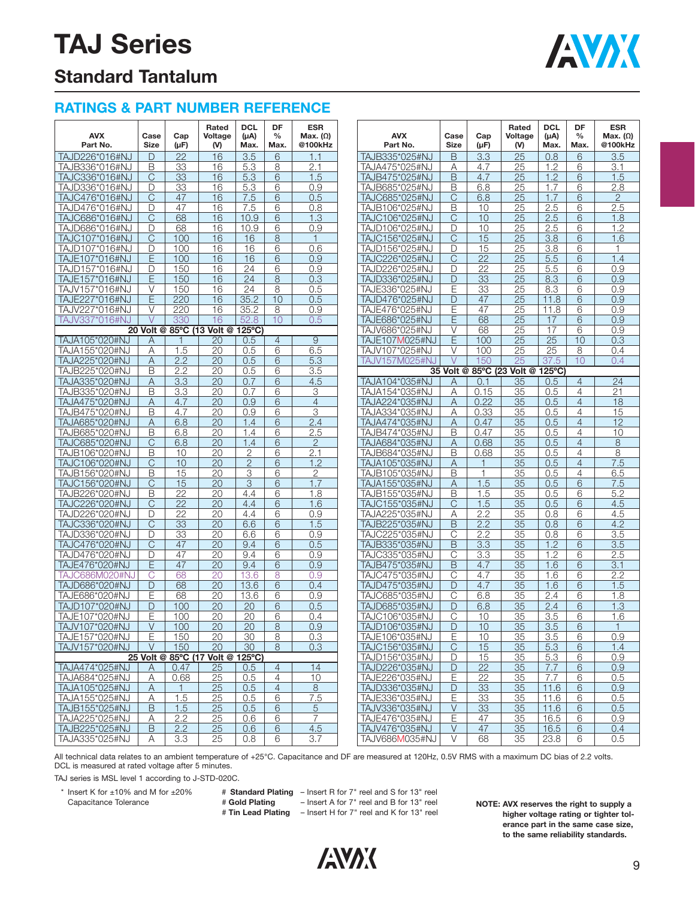# TAJ Series

## Standard Tantalum

### RATINGS & PART NUMBER REFERENCE

| AVX Part No. | Case Size | Cap (μF) | Rated Voltage (V) | DCL (μA) Max. | DF % Max. | ESR Max. (Ω) @100kHz |
|---|---|---|---|---|---|---|
| TAJD226*016#NJ | D | 22 | 16 | 3.5 | 6 | 1.1 |
| TAJB336*016#NJ | B | 33 | 16 | 5.3 | 8 | 2.1 |
| TAJC336*016#NJ | C | 33 | 16 | 5.3 | 6 | 1.5 |
| TAJD336*016#NJ | D | 33 | 16 | 5.3 | 6 | 0.9 |
| TAJC476*016#NJ | C | 47 | 16 | 7.5 | 6 | 0.5 |
| TAJD476*016#NJ | D | 47 | 16 | 7.5 | 6 | 0.8 |
| TAJC686*016#NJ | C | 68 | 16 | 10.9 | 6 | 1.3 |
| TAJD686*016#NJ | D | 68 | 16 | 10.9 | 6 | 0.9 |
| TAJC107*016#NJ | C | 100 | 16 | 16 | 8 | 1 |
| TAJD107*016#NJ | D | 100 | 16 | 16 | 6 | 0.6 |
| TAJE107*016#NJ | E | 100 | 16 | 16 | 6 | 0.9 |
| TAJD157*016#NJ | D | 150 | 16 | 24 | 6 | 0.9 |
| TAJE157*016#NJ | E | 150 | 16 | 24 | 8 | 0.3 |
| TAJV157*016#NJ | V | 150 | 16 | 24 | 8 | 0.5 |
| TAJE227*016#NJ | E | 220 | 16 | 35.2 | 10 | 0.5 |
| TAJV227*016#NJ | V | 220 | 16 | 35.2 | 8 | 0.9 |
| TAJV337*016#NJ | V | 330 | 16 | 52.8 | 10 | 0.5 |
| **20 Volt @ 85°C (13 Volt @ 125°C)** | | | | | | |
| TAJA105*020#NJ | A | 1 | 20 | 0.5 | 4 | 9 |
| TAJA155*020#NJ | A | 1.5 | 20 | 0.5 | 6 | 6.5 |
| TAJA225*020#NJ | A | 2.2 | 20 | 0.5 | 6 | 5.3 |
| TAJB225*020#NJ | B | 2.2 | 20 | 0.5 | 6 | 3.5 |
| TAJA335*020#NJ | A | 3.3 | 20 | 0.7 | 6 | 4.5 |
| TAJB335*020#NJ | B | 3.3 | 20 | 0.7 | 6 | 3 |
| TAJA475*020#NJ | A | 4.7 | 20 | 0.9 | 6 | 4 |
| TAJB475*020#NJ | B | 4.7 | 20 | 0.9 | 6 | 3 |
| TAJA685*020#NJ | A | 6.8 | 20 | 1.4 | 6 | 2.4 |
| TAJB685*020#NJ | B | 6.8 | 20 | 1.4 | 6 | 2.5 |
| TAJC685*020#NJ | C | 6.8 | 20 | 1.4 | 6 | 2 |
| TAJB106*020#NJ | B | 10 | 20 | 2 | 6 | 2.1 |
| TAJC106*020#NJ | C | 10 | 20 | 2 | 6 | 1.2 |
| TAJB156*020#NJ | B | 15 | 20 | 3 | 6 | 2 |
| TAJC156*020#NJ | C | 15 | 20 | 3 | 6 | 1.7 |
| TAJB226*020#NJ | B | 22 | 20 | 4.4 | 6 | 1.8 |
| TAJC226*020#NJ | C | 22 | 20 | 4.4 | 6 | 1.6 |
| TAJD226*020#NJ | D | 22 | 20 | 4.4 | 6 | 0.9 |
| TAJC336*020#NJ | C | 33 | 20 | 6.6 | 6 | 1.5 |
| TAJD336*020#NJ | D | 33 | 20 | 6.6 | 6 | 0.9 |
| TAJC476*020#NJ | C | 47 | 20 | 9.4 | 6 | 0.5 |
| TAJD476*020#NJ | D | 47 | 20 | 9.4 | 6 | 0.9 |
| TAJE476*020#NJ | E | 47 | 20 | 9.4 | 6 | 0.9 |
| TAJC686M020#NJ | C | 68 | 20 | 13.6 | 8 | 0.9 |
| TAJD686*020#NJ | D | 68 | 20 | 13.6 | 6 | 0.4 |
| TAJE686*020#NJ | E | 68 | 20 | 13.6 | 6 | 0.9 |
| TAJD107*020#NJ | D | 100 | 20 | 20 | 6 | 0.5 |
| TAJE107*020#NJ | E | 100 | 20 | 20 | 6 | 0.4 |
| TAJV107*020#NJ | V | 100 | 20 | 20 | 8 | 0.9 |
| TAJE157*020#NJ | E | 150 | 20 | 30 | 8 | 0.3 |
| TAJV157*020#NJ | V | 150 | 20 | 30 | 8 | 0.3 |
| **25 Volt @ 85°C (17 Volt @ 125°C)** | | | | | | |
| TAJA474*025#NJ | A | 0.47 | 25 | 0.5 | 4 | 14 |
| TAJA684*025#NJ | A | 0.68 | 25 | 0.5 | 4 | 10 |
| TAJA105*025#NJ | A | 1 | 25 | 0.5 | 4 | 8 |
| TAJA155*025#NJ | A | 1.5 | 25 | 0.5 | 6 | 7.5 |
| TAJB155*025#NJ | B | 1.5 | 25 | 0.5 | 6 | 5 |
| TAJA225*025#NJ | A | 2.2 | 25 | 0.6 | 6 | 7 |
| TAJB225*025#NJ | B | 2.2 | 25 | 0.6 | 6 | 4.5 |
| TAJA335*025#NJ | A | 3.3 | 25 | 0.8 | 6 | 3.7 |
| TAJB335*025#NJ | B | 3.3 | 25 | 0.8 | 6 | 3.5 |
| TAJA475*025#NJ | A | 4.7 | 25 | 1.2 | 6 | 3.1 |
| TAJB475*025#NJ | B | 4.7 | 25 | 1.2 | 6 | 1.5 |
| TAJB685*025#NJ | B | 6.8 | 25 | 1.7 | 6 | 2.8 |
| TAJC685*025#NJ | C | 6.8 | 25 | 1.7 | 6 | 2 |
| TAJB106*025#NJ | B | 10 | 25 | 2.5 | 6 | 2.5 |
| TAJC106*025#NJ | C | 10 | 25 | 2.5 | 6 | 1.8 |
| TAJD106*025#NJ | D | 10 | 25 | 2.5 | 6 | 1.2 |
| TAJC156*025#NJ | C | 15 | 25 | 3.8 | 6 | 1.6 |
| TAJD156*025#NJ | D | 15 | 25 | 3.8 | 6 | 1 |
| TAJC226*025#NJ | C | 22 | 25 | 5.5 | 6 | 1.4 |
| TAJD226*025#NJ | D | 22 | 25 | 5.5 | 6 | 0.9 |
| TAJD336*025#NJ | D | 33 | 25 | 8.3 | 6 | 0.9 |
| TAJE336*025#NJ | E | 33 | 25 | 8.3 | 6 | 0.9 |
| TAJD476*025#NJ | D | 47 | 25 | 11.8 | 6 | 0.9 |
| TAJE476*025#NJ | E | 47 | 25 | 11.8 | 6 | 0.9 |
| TAJE686*025#NJ | E | 68 | 25 | 17 | 6 | 0.9 |
| TAJV686*025#NJ | V | 68 | 25 | 17 | 6 | 0.9 |
| TAJE107M025#NJ | E | 100 | 25 | 25 | 10 | 0.3 |
| TAJV107*025#NJ | V | 100 | 25 | 25 | 8 | 0.4 |
| TAJV157M025#NJ | V | 150 | 25 | 37.5 | 10 | 0.4 |
| **35 Volt @ 85°C (23 Volt @ 125°C)** | | | | | | |
| TAJA104*035#NJ | A | 0.1 | 35 | 0.5 | 4 | 24 |
| TAJA154*035#NJ | A | 0.15 | 35 | 0.5 | 4 | 21 |
| TAJA224*035#NJ | A | 0.22 | 35 | 0.5 | 4 | 18 |
| TAJA334*035#NJ | A | 0.33 | 35 | 0.5 | 4 | 15 |
| TAJA474*035#NJ | A | 0.47 | 35 | 0.5 | 4 | 12 |
| TAJB474*035#NJ | B | 0.47 | 35 | 0.5 | 4 | 10 |
| TAJA684*035#NJ | A | 0.68 | 35 | 0.5 | 4 | 8 |
| TAJB684*035#NJ | B | 0.68 | 35 | 0.5 | 4 | 8 |
| TAJA105*035#NJ | A | 1 | 35 | 0.5 | 4 | 7.5 |
| TAJB105*035#NJ | B | 1 | 35 | 0.5 | 4 | 6.5 |
| TAJA155*035#NJ | A | 1.5 | 35 | 0.5 | 6 | 7.5 |
| TAJB155*035#NJ | B | 1.5 | 35 | 0.5 | 6 | 5.2 |
| TAJC155*035#NJ | C | 1.5 | 35 | 0.5 | 6 | 4.5 |
| TAJA225*035#NJ | A | 2.2 | 35 | 0.8 | 6 | 4.5 |
| TAJB225*035#NJ | B | 2.2 | 35 | 0.8 | 6 | 4.2 |
| TAJC225*035#NJ | C | 2.2 | 35 | 0.8 | 6 | 3.5 |
| TAJB335*035#NJ | B | 3.3 | 35 | 1.2 | 6 | 3.5 |
| TAJC335*035#NJ | C | 3.3 | 35 | 1.2 | 6 | 2.5 |
| TAJB475*035#NJ | B | 4.7 | 35 | 1.6 | 6 | 3.1 |
| TAJC475*035#NJ | C | 4.7 | 35 | 1.6 | 6 | 2.2 |
| TAJD475*035#NJ | D | 4.7 | 35 | 1.6 | 6 | 1.5 |
| TAJC685*035#NJ | C | 6.8 | 35 | 2.4 | 6 | 1.8 |
| TAJD685*035#NJ | D | 6.8 | 35 | 2.4 | 6 | 1.3 |
| TAJC106*035#NJ | C | 10 | 35 | 3.5 | 6 | 1.6 |
| TAJD106*035#NJ | D | 10 | 35 | 3.5 | 6 | 1 |
| TAJE106*035#NJ | E | 10 | 35 | 3.5 | 6 | 0.9 |
| TAJC156*035#NJ | C | 15 | 35 | 5.3 | 6 | 1.4 |
| TAJD156*035#NJ | D | 15 | 35 | 5.3 | 6 | 0.9 |
| TAJD226*035#NJ | D | 22 | 35 | 7.7 | 6 | 0.9 |
| TAJE226*035#NJ | E | 22 | 35 | 7.7 | 6 | 0.5 |
| TAJD336*035#NJ | D | 33 | 35 | 11.6 | 6 | 0.9 |
| TAJE336*035#NJ | E | 33 | 35 | 11.6 | 6 | 0.5 |
| TAJV336*035#NJ | V | 33 | 35 | 11.6 | 6 | 0.5 |
| TAJE476*035#NJ | E | 47 | 35 | 16.5 | 6 | 0.9 |
| TAJV476*035#NJ | V | 47 | 35 | 16.5 | 6 | 0.4 |
| TAJV686M035#NJ | V | 68 | 35 | 23.8 | 6 | 0.5 |

All technical data relates to an ambient temperature of +25°C. Capacitance and DF are measured at 120Hz, 0.5V RMS with a maximum DC bias of 2.2 volts. DCL is measured at rated voltage after 5 minutes.

TAJ series is MSL level 1 according to J-STD-020C.

\* Insert K for ±10% and M for ±20% Capacitance Tolerance

\# **Standard Plating** – Insert R for 7" reel and S for 13" reel
\# **Gold Plating** – Insert A for 7" reel and B for 13" reel
\# **Tin Lead Plating** – Insert H for 7" reel and K for 13" reel

**NOTE: AVX reserves the right to supply a higher voltage rating or tighter tolerance part in the same case size, to the same reliability standards.**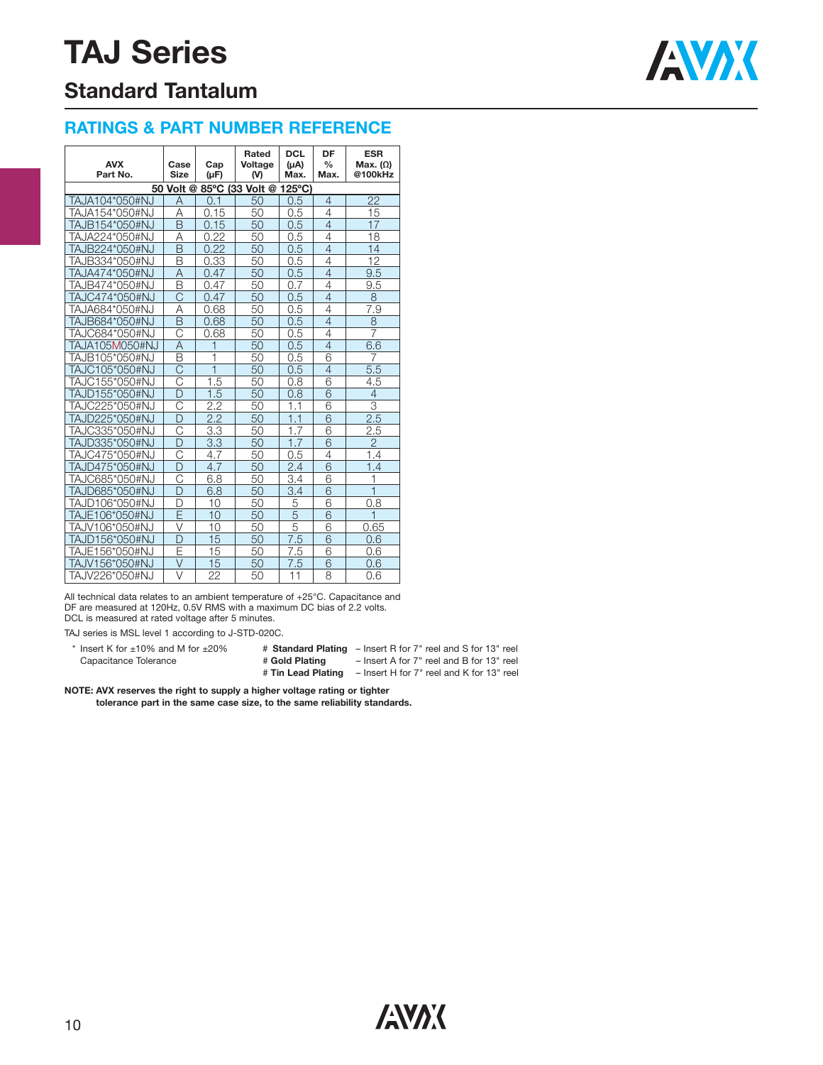# TAJ Series

## Standard Tantalum

### RATINGS & PART NUMBER REFERENCE

| AVX Part No. | Case Size | Cap (μF) | Rated Voltage (V) | DCL (μA) Max. | DF % Max. | ESR Max. (Ω) @100kHz |
|---|---|---|---|---|---|---|
| **50 Volt @ 85ºC (33 Volt @ 125ºC)** | | | | | | |
| TAJA104*050#NJ | A | 0.1 | 50 | 0.5 | 4 | 22 |
| TAJA154*050#NJ | A | 0.15 | 50 | 0.5 | 4 | 15 |
| TAJB154*050#NJ | B | 0.15 | 50 | 0.5 | 4 | 17 |
| TAJA224*050#NJ | A | 0.22 | 50 | 0.5 | 4 | 18 |
| TAJB224*050#NJ | B | 0.22 | 50 | 0.5 | 4 | 14 |
| TAJB334*050#NJ | B | 0.33 | 50 | 0.5 | 4 | 12 |
| TAJA474*050#NJ | A | 0.47 | 50 | 0.5 | 4 | 9.5 |
| TAJB474*050#NJ | B | 0.47 | 50 | 0.7 | 4 | 9.5 |
| TAJC474*050#NJ | C | 0.47 | 50 | 0.5 | 4 | 8 |
| TAJA684*050#NJ | A | 0.68 | 50 | 0.5 | 4 | 7.9 |
| TAJB684*050#NJ | B | 0.68 | 50 | 0.5 | 4 | 8 |
| TAJC684*050#NJ | C | 0.68 | 50 | 0.5 | 4 | 7 |
| TAJA105M050#NJ | A | 1 | 50 | 0.5 | 4 | 6.6 |
| TAJB105*050#NJ | B | 1 | 50 | 0.5 | 6 | 7 |
| TAJC105*050#NJ | C | 1 | 50 | 0.5 | 4 | 5.5 |
| TAJC155*050#NJ | C | 1.5 | 50 | 0.8 | 6 | 4.5 |
| TAJD155*050#NJ | D | 1.5 | 50 | 0.8 | 6 | 4 |
| TAJC225*050#NJ | C | 2.2 | 50 | 1.1 | 6 | 3 |
| TAJD225*050#NJ | D | 2.2 | 50 | 1.1 | 6 | 2.5 |
| TAJC335*050#NJ | C | 3.3 | 50 | 1.7 | 6 | 2.5 |
| TAJD335*050#NJ | D | 3.3 | 50 | 1.7 | 6 | 2 |
| TAJC475*050#NJ | C | 4.7 | 50 | 0.5 | 4 | 1.4 |
| TAJD475*050#NJ | D | 4.7 | 50 | 2.4 | 6 | 1.4 |
| TAJC685*050#NJ | C | 6.8 | 50 | 3.4 | 6 | 1 |
| TAJD685*050#NJ | D | 6.8 | 50 | 3.4 | 6 | 1 |
| TAJD106*050#NJ | D | 10 | 50 | 5 | 6 | 0.8 |
| TAJE106*050#NJ | E | 10 | 50 | 5 | 6 | 1 |
| TAJV106*050#NJ | V | 10 | 50 | 5 | 6 | 0.65 |
| TAJD156*050#NJ | D | 15 | 50 | 7.5 | 6 | 0.6 |
| TAJE156*050#NJ | E | 15 | 50 | 7.5 | 6 | 0.6 |
| TAJV156*050#NJ | V | 15 | 50 | 7.5 | 6 | 0.6 |
| TAJV226*050#NJ | V | 22 | 50 | 11 | 8 | 0.6 |

All technical data relates to an ambient temperature of +25°C. Capacitance and DF are measured at 120Hz, 0.5V RMS with a maximum DC bias of 2.2 volts. DCL is measured at rated voltage after 5 minutes.

TAJ series is MSL level 1 according to J-STD-020C.

\* Insert K for ±10% and M for ±20% Capacitance Tolerance

\# **Standard Plating** – Insert R for 7" reel and S for 13" reel
\# **Gold Plating** – Insert A for 7" reel and B for 13" reel
\# **Tin Lead Plating** – Insert H for 7" reel and K for 13" reel

**NOTE: AVX reserves the right to supply a higher voltage rating or tighter tolerance part in the same case size, to the same reliability standards.**